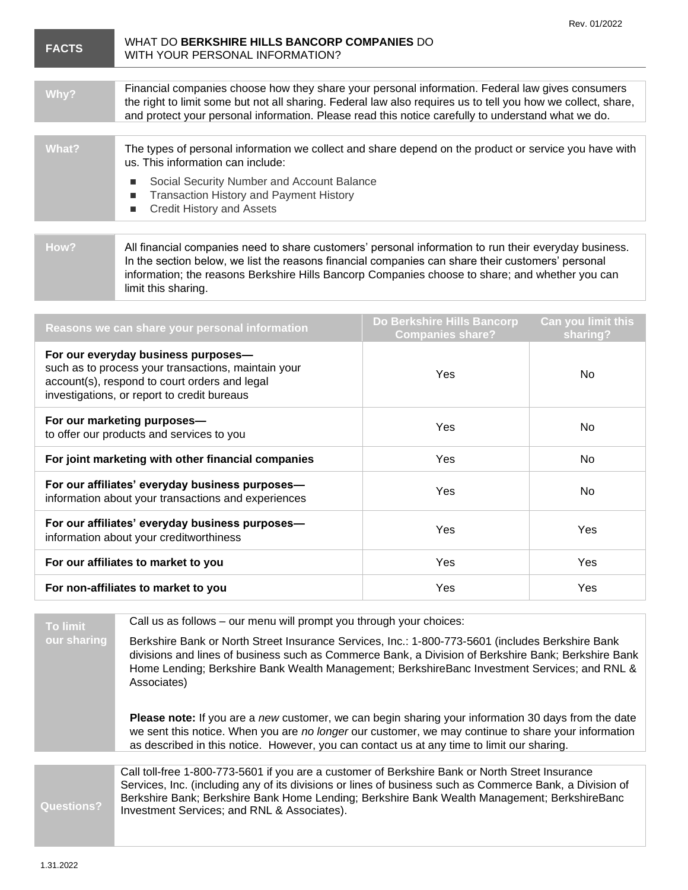Rev. 01/2022

| FACTS | WHAT DO **BERKSHIRE HILLS BANCORP COMPANIES** DO WITH YOUR PERSONAL INFORMATION? |
|---|---|

| | |
|---|---|
| **Why?** | Financial companies choose how they share your personal information. Federal law gives consumers the right to limit some but not all sharing. Federal law also requires us to tell you how we collect, share, and protect your personal information. Please read this notice carefully to understand what we do. |
| **What?** | The types of personal information we collect and share depend on the product or service you have with us. This information can include:<br>▪ Social Security Number and Account Balance<br>▪ Transaction History and Payment History<br>▪ Credit History and Assets |
| **How?** | All financial companies need to share customers' personal information to run their everyday business. In the section below, we list the reasons financial companies can share their customers' personal information; the reasons Berkshire Hills Bancorp Companies choose to share; and whether you can limit this sharing. |

| Reasons we can share your personal information | Do Berkshire Hills Bancorp Companies share? | Can you limit this sharing? |
|---|---|---|
| **For our everyday business purposes—** such as to process your transactions, maintain your account(s), respond to court orders and legal investigations, or report to credit bureaus | Yes | No |
| **For our marketing purposes—** to offer our products and services to you | Yes | No |
| **For joint marketing with other financial companies** | Yes | No |
| **For our affiliates' everyday business purposes—** information about your transactions and experiences | Yes | No |
| **For our affiliates' everyday business purposes—** information about your creditworthiness | Yes | Yes |
| **For our affiliates to market to you** | Yes | Yes |
| **For non-affiliates to market to you** | Yes | Yes |

| | |
|---|---|
| **To limit our sharing** | Call us as follows – our menu will prompt you through your choices:<br><br>Berkshire Bank or North Street Insurance Services, Inc.: 1-800-773-5601 (includes Berkshire Bank divisions and lines of business such as Commerce Bank, a Division of Berkshire Bank; Berkshire Bank Home Lending; Berkshire Bank Wealth Management; BerkshireBanc Investment Services; and RNL & Associates)<br><br>**Please note:** If you are a *new* customer, we can begin sharing your information 30 days from the date we sent this notice. When you are *no longer* our customer, we may continue to share your information as described in this notice. However, you can contact us at any time to limit our sharing. |
| **Questions?** | Call toll-free 1-800-773-5601 if you are a customer of Berkshire Bank or North Street Insurance Services, Inc. (including any of its divisions or lines of business such as Commerce Bank, a Division of Berkshire Bank; Berkshire Bank Home Lending; Berkshire Bank Wealth Management; BerkshireBanc Investment Services; and RNL & Associates). |

1.31.2022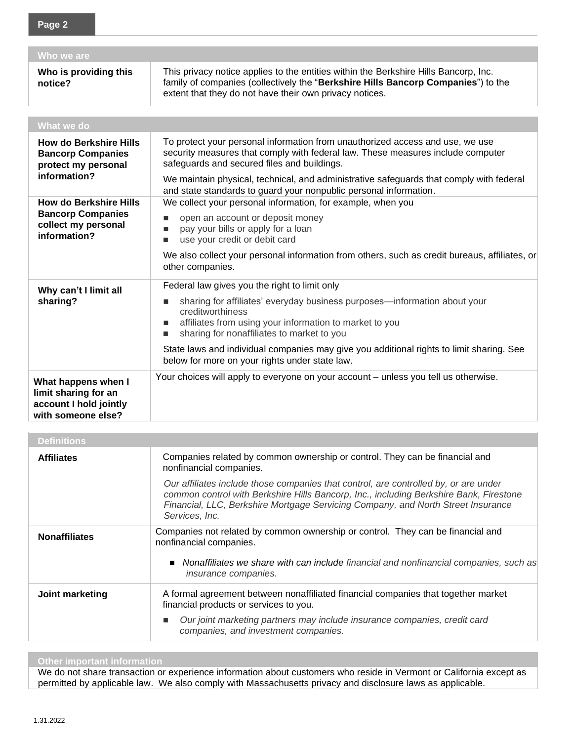| Who we are | |
|---|---|
| **Who is providing this notice?** | This privacy notice applies to the entities within the Berkshire Hills Bancorp, Inc. family of companies (collectively the "**Berkshire Hills Bancorp Companies**") to the extent that they do not have their own privacy notices. |

| What we do | |
|---|---|
| **How do Berkshire Hills Bancorp Companies protect my personal information?** | To protect your personal information from unauthorized access and use, we use security measures that comply with federal law. These measures include computer safeguards and secured files and buildings.<br><br>We maintain physical, technical, and administrative safeguards that comply with federal and state standards to guard your nonpublic personal information. |
| **How do Berkshire Hills Bancorp Companies collect my personal information?** | We collect your personal information, for example, when you<br>■ open an account or deposit money<br>■ pay your bills or apply for a loan<br>■ use your credit or debit card<br><br>We also collect your personal information from others, such as credit bureaus, affiliates, or other companies. |
| **Why can't I limit all sharing?** | Federal law gives you the right to limit only<br>■ sharing for affiliates' everyday business purposes—information about your creditworthiness<br>■ affiliates from using your information to market to you<br>■ sharing for nonaffiliates to market to you<br><br>State laws and individual companies may give you additional rights to limit sharing. See below for more on your rights under state law. |
| **What happens when I limit sharing for an account I hold jointly with someone else?** | Your choices will apply to everyone on your account – unless you tell us otherwise. |

| Definitions | |
|---|---|
| **Affiliates** | Companies related by common ownership or control. They can be financial and nonfinancial companies.<br><br>*Our affiliates include those companies that control, are controlled by, or are under common control with Berkshire Hills Bancorp, Inc., including Berkshire Bank, Firestone Financial, LLC, Berkshire Mortgage Servicing Company, and North Street Insurance Services, Inc.* |
| **Nonaffiliates** | Companies not related by common ownership or control. They can be financial and nonfinancial companies.<br><br>■ *Nonaffiliates we share with can include financial and nonfinancial companies, such as insurance companies.* |
| **Joint marketing** | A formal agreement between nonaffiliated financial companies that together market financial products or services to you.<br>■ *Our joint marketing partners may include insurance companies, credit card companies, and investment companies.* |

| Other important information |
|---|
| We do not share transaction or experience information about customers who reside in Vermont or California except as permitted by applicable law. We also comply with Massachusetts privacy and disclosure laws as applicable. |

1.31.2022